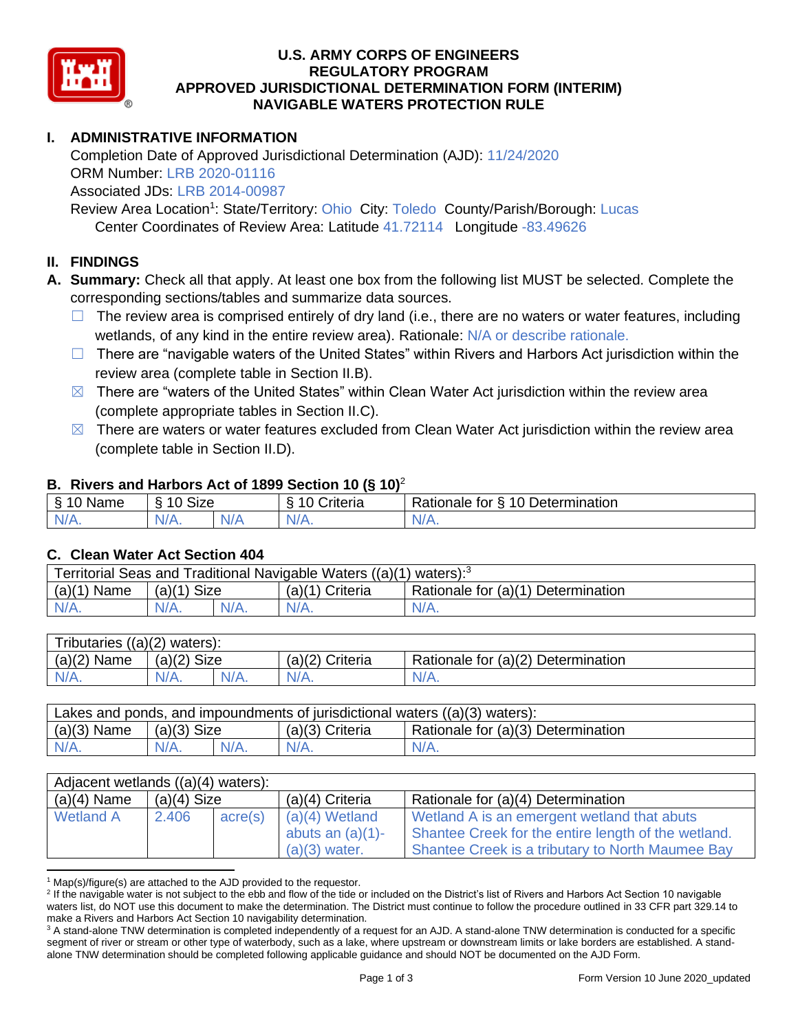# U.S. ARMY CORPS OF ENGINEERS
# REGULATORY PROGRAM
# APPROVED JURISDICTIONAL DETERMINATION FORM (INTERIM)
# NAVIGABLE WATERS PROTECTION RULE

## I. ADMINISTRATIVE INFORMATION

Completion Date of Approved Jurisdictional Determination (AJD): 11/24/2020
ORM Number: LRB 2020-01116
Associated JDs: LRB 2014-00987
Review Area Location[1]: State/Territory: Ohio City: Toledo County/Parish/Borough: Lucas
Center Coordinates of Review Area: Latitude 41.72114 Longitude -83.49626

## II. FINDINGS

**A. Summary:** Check all that apply. At least one box from the following list MUST be selected. Complete the corresponding sections/tables and summarize data sources.

- ☐ The review area is comprised entirely of dry land (i.e., there are no waters or water features, including wetlands, of any kind in the entire review area). Rationale: N/A or describe rationale.
- ☐ There are "navigable waters of the United States" within Rivers and Harbors Act jurisdiction within the review area (complete table in Section II.B).
- ☒ There are "waters of the United States" within Clean Water Act jurisdiction within the review area (complete appropriate tables in Section II.C).
- ☒ There are waters or water features excluded from Clean Water Act jurisdiction within the review area (complete table in Section II.D).

### B. Rivers and Harbors Act of 1899 Section 10 (§ 10)[2]

| § 10 Name | § 10 Size | | § 10 Criteria | Rationale for § 10 Determination |
|---|---|---|---|---|
| N/A. | N/A. | N/A | N/A. | N/A. |

### C. Clean Water Act Section 404

| Territorial Seas and Traditional Navigable Waters ((a)(1) waters):[3] | | | | |
|---|---|---|---|---|
| (a)(1) Name | (a)(1) Size | | (a)(1) Criteria | Rationale for (a)(1) Determination |
| N/A. | N/A. | N/A. | N/A. | N/A. |

| Tributaries ((a)(2) waters): | | | | |
|---|---|---|---|---|
| (a)(2) Name | (a)(2) Size | | (a)(2) Criteria | Rationale for (a)(2) Determination |
| N/A. | N/A. | N/A. | N/A. | N/A. |

| Lakes and ponds, and impoundments of jurisdictional waters ((a)(3) waters): | | | | |
|---|---|---|---|---|
| (a)(3) Name | (a)(3) Size | | (a)(3) Criteria | Rationale for (a)(3) Determination |
| N/A. | N/A. | N/A. | N/A. | N/A. |

| Adjacent wetlands ((a)(4) waters): | | | | |
|---|---|---|---|---|
| (a)(4) Name | (a)(4) Size | | (a)(4) Criteria | Rationale for (a)(4) Determination |
| Wetland A | 2.406 | acre(s) | (a)(4) Wetland abuts an (a)(1)-(a)(3) water. | Wetland A is an emergent wetland that abuts Shantee Creek for the entire length of the wetland. Shantee Creek is a tributary to North Maumee Bay |

[1] Map(s)/figure(s) are attached to the AJD provided to the requestor.
[2] If the navigable water is not subject to the ebb and flow of the tide or included on the District's list of Rivers and Harbors Act Section 10 navigable waters list, do NOT use this document to make the determination. The District must continue to follow the procedure outlined in 33 CFR part 329.14 to make a Rivers and Harbors Act Section 10 navigability determination.
[3] A stand-alone TNW determination is completed independently of a request for an AJD. A stand-alone TNW determination is conducted for a specific segment of river or stream or other type of waterbody, such as a lake, where upstream or downstream limits or lake borders are established. A stand-alone TNW determination should be completed following applicable guidance and should NOT be documented on the AJD Form.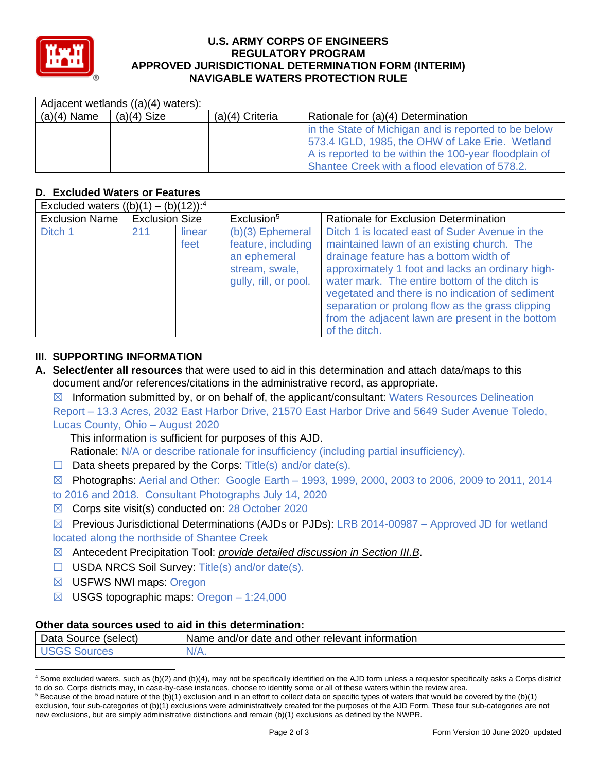# U.S. ARMY CORPS OF ENGINEERS
# REGULATORY PROGRAM
# APPROVED JURISDICTIONAL DETERMINATION FORM (INTERIM)
# NAVIGABLE WATERS PROTECTION RULE

| Adjacent wetlands ((a)(4) waters): | | | | |
|---|---|---|---|---|
| (a)(4) Name | (a)(4) Size | | (a)(4) Criteria | Rationale for (a)(4) Determination |
| | | | | in the State of Michigan and is reported to be below 573.4 IGLD, 1985, the OHW of Lake Erie. Wetland A is reported to be within the 100-year floodplain of Shantee Creek with a flood elevation of 578.2. |

## D. Excluded Waters or Features

| Excluded waters ((b)(1) – (b)(12)):[4] | | | | |
|---|---|---|---|---|
| Exclusion Name | Exclusion Size | | Exclusion[5] | Rationale for Exclusion Determination |
| Ditch 1 | 211 | linear feet | (b)(3) Ephemeral feature, including an ephemeral stream, swale, gully, rill, or pool. | Ditch 1 is located east of Suder Avenue in the maintained lawn of an existing church. The drainage feature has a bottom width of approximately 1 foot and lacks an ordinary high-water mark. The entire bottom of the ditch is vegetated and there is no indication of sediment separation or prolong flow as the grass clipping from the adjacent lawn are present in the bottom of the ditch. |

## III. SUPPORTING INFORMATION

**A. Select/enter all resources** that were used to aid in this determination and attach data/maps to this document and/or references/citations in the administrative record, as appropriate.

☒ Information submitted by, or on behalf of, the applicant/consultant: Waters Resources Delineation Report – 13.3 Acres, 2032 East Harbor Drive, 21570 East Harbor Drive and 5649 Suder Avenue Toledo, Lucas County, Ohio – August 2020

This information is sufficient for purposes of this AJD.

Rationale: N/A or describe rationale for insufficiency (including partial insufficiency).

☐ Data sheets prepared by the Corps: Title(s) and/or date(s).

☒ Photographs: Aerial and Other: Google Earth – 1993, 1999, 2000, 2003 to 2006, 2009 to 2011, 2014 to 2016 and 2018. Consultant Photographs July 14, 2020

☒ Corps site visit(s) conducted on: 28 October 2020

☒ Previous Jurisdictional Determinations (AJDs or PJDs): LRB 2014-00987 – Approved JD for wetland located along the northside of Shantee Creek

☒ Antecedent Precipitation Tool: *provide detailed discussion in Section III.B*.

☐ USDA NRCS Soil Survey: Title(s) and/or date(s).

☒ USFWS NWI maps: Oregon

☒ USGS topographic maps: Oregon – 1:24,000

### Other data sources used to aid in this determination:

| Data Source (select) | Name and/or date and other relevant information |
|---|---|
| USGS Sources | N/A. |

[4] Some excluded waters, such as (b)(2) and (b)(4), may not be specifically identified on the AJD form unless a requestor specifically asks a Corps district to do so. Corps districts may, in case-by-case instances, choose to identify some or all of these waters within the review area.

[5] Because of the broad nature of the (b)(1) exclusion and in an effort to collect data on specific types of waters that would be covered by the (b)(1) exclusion, four sub-categories of (b)(1) exclusions were administratively created for the purposes of the AJD Form. These four sub-categories are not new exclusions, but are simply administrative distinctions and remain (b)(1) exclusions as defined by the NWPR.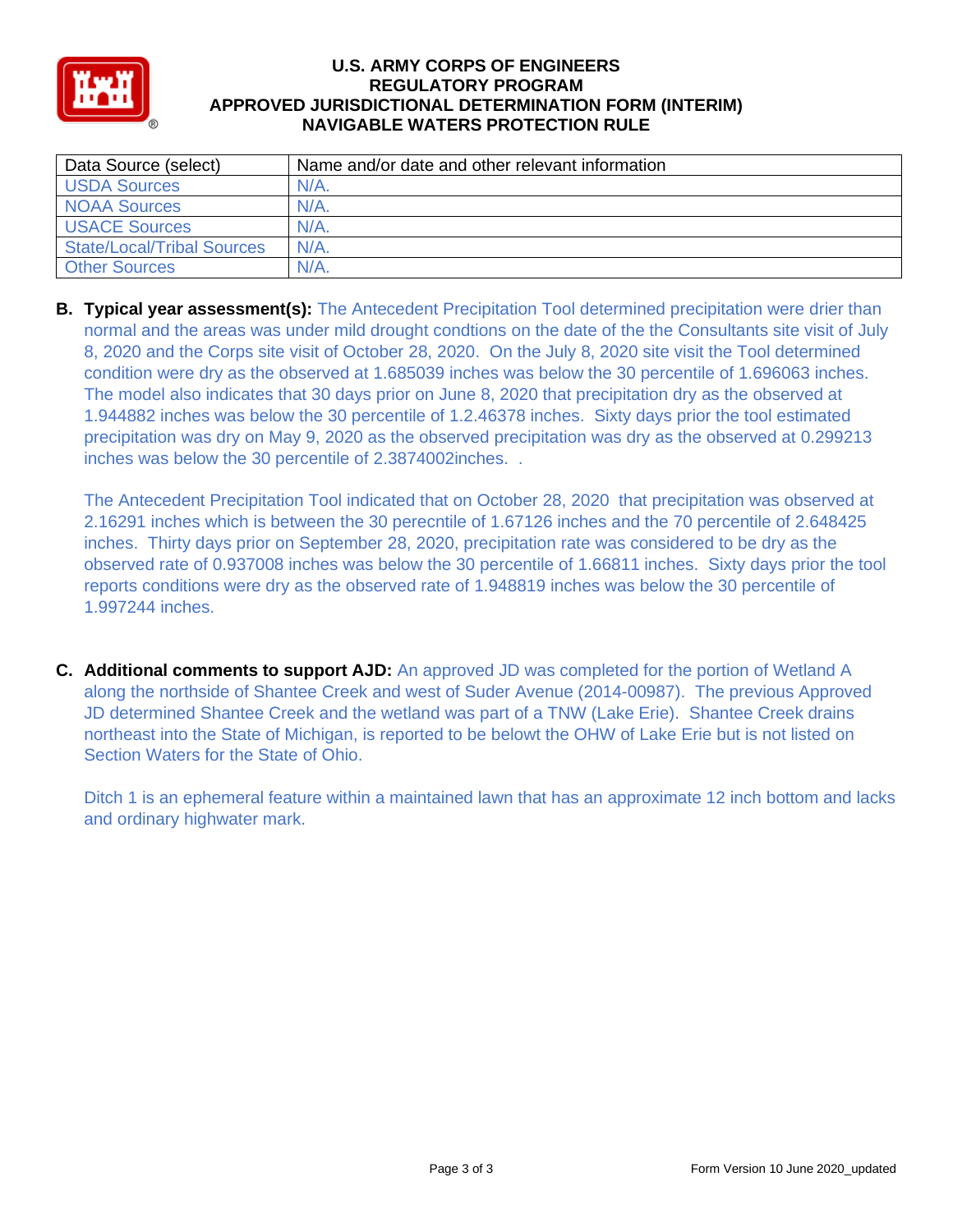**U.S. ARMY CORPS OF ENGINEERS**
**REGULATORY PROGRAM**
**APPROVED JURISDICTIONAL DETERMINATION FORM (INTERIM)**
**NAVIGABLE WATERS PROTECTION RULE**

| Data Source (select) | Name and/or date and other relevant information |
|---|---|
| USDA Sources | N/A. |
| NOAA Sources | N/A. |
| USACE Sources | N/A. |
| State/Local/Tribal Sources | N/A. |
| Other Sources | N/A. |

**B. Typical year assessment(s):** The Antecedent Precipitation Tool determined precipitation were drier than normal and the areas was under mild drought condtions on the date of the the Consultants site visit of July 8, 2020 and the Corps site visit of October 28, 2020. On the July 8, 2020 site visit the Tool determined condition were dry as the observed at 1.685039 inches was below the 30 percentile of 1.696063 inches. The model also indicates that 30 days prior on June 8, 2020 that precipitation dry as the observed at 1.944882 inches was below the 30 percentile of 1.2.46378 inches. Sixty days prior the tool estimated precipitation was dry on May 9, 2020 as the observed precipitation was dry as the observed at 0.299213 inches was below the 30 percentile of 2.3874002inches. .

The Antecedent Precipitation Tool indicated that on October 28, 2020 that precipitation was observed at 2.16291 inches which is between the 30 perecntile of 1.67126 inches and the 70 percentile of 2.648425 inches. Thirty days prior on September 28, 2020, precipitation rate was considered to be dry as the observed rate of 0.937008 inches was below the 30 percentile of 1.66811 inches. Sixty days prior the tool reports conditions were dry as the observed rate of 1.948819 inches was below the 30 percentile of 1.997244 inches.

**C. Additional comments to support AJD:** An approved JD was completed for the portion of Wetland A along the northside of Shantee Creek and west of Suder Avenue (2014-00987). The previous Approved JD determined Shantee Creek and the wetland was part of a TNW (Lake Erie). Shantee Creek drains northeast into the State of Michigan, is reported to be belowt the OHW of Lake Erie but is not listed on Section Waters for the State of Ohio.

Ditch 1 is an ephemeral feature within a maintained lawn that has an approximate 12 inch bottom and lacks and ordinary highwater mark.